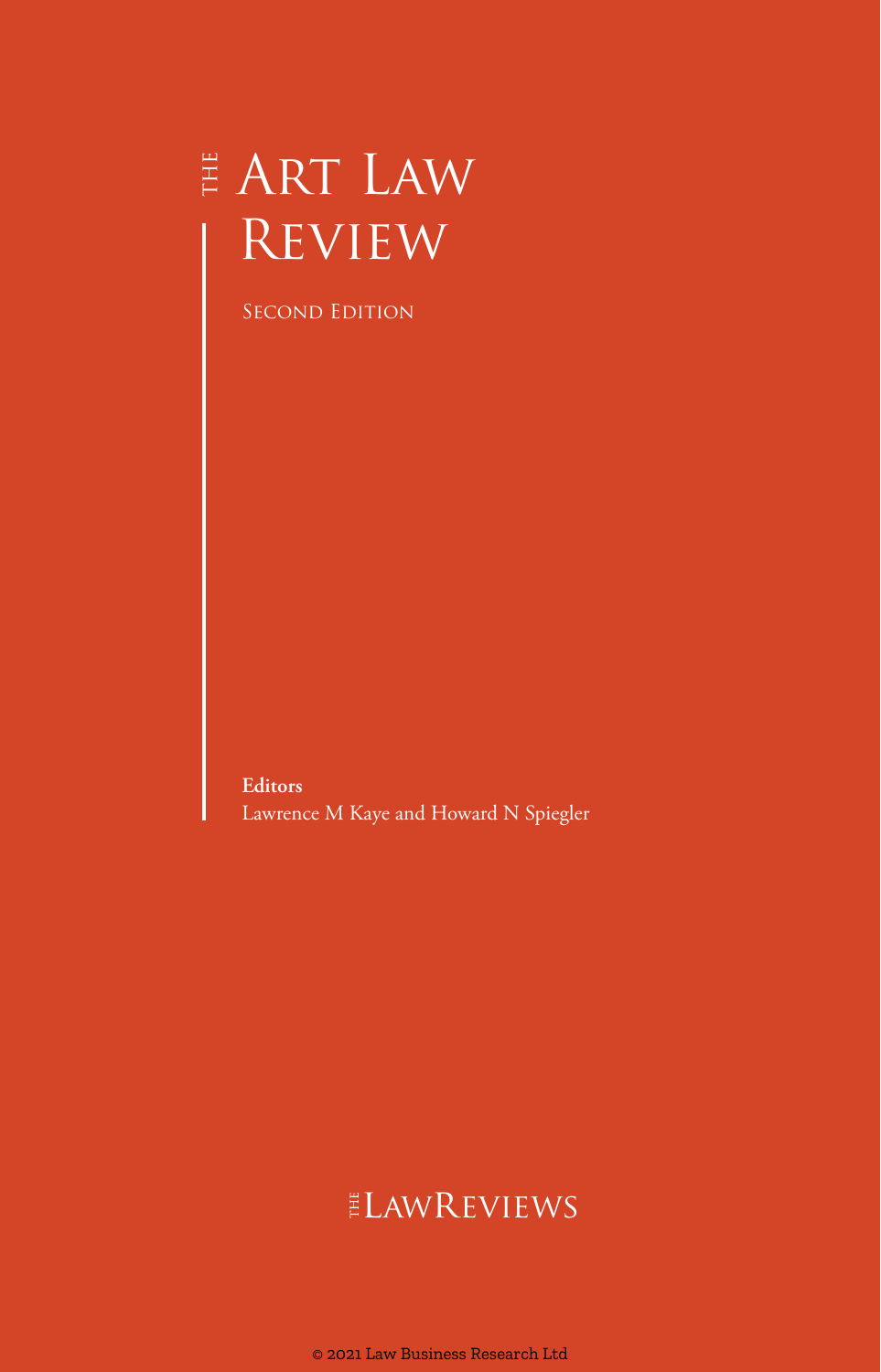# The Art Law Review

Second Edition

**Editors**

Lawrence M Kaye and Howard N Spiegler

The LawReviews

© 2021 Law Business Research Ltd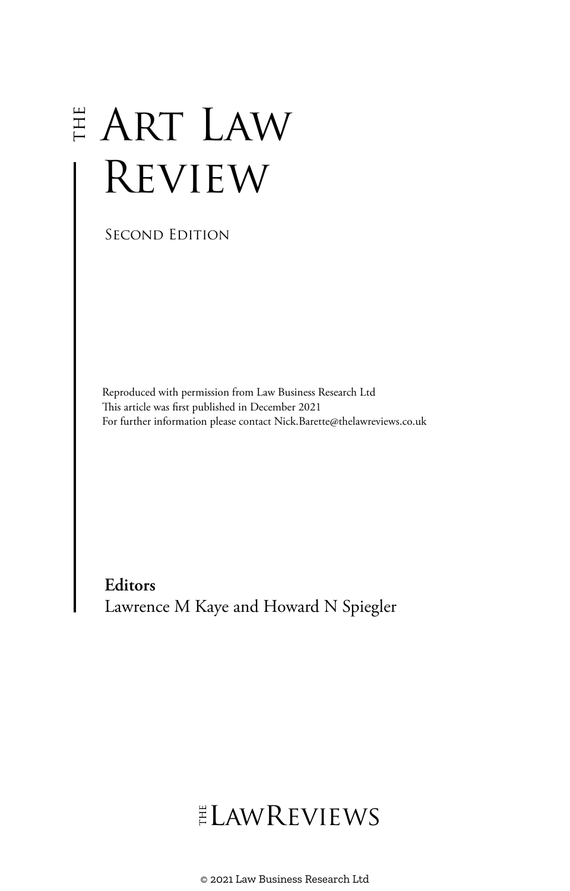# THE ART LAW REVIEW

SECOND EDITION

Reproduced with permission from Law Business Research Ltd
This article was first published in December 2021
For further information please contact Nick.Barette@thelawreviews.co.uk

**Editors**
Lawrence M Kaye and Howard N Spiegler

THE LAWREVIEWS

© 2021 Law Business Research Ltd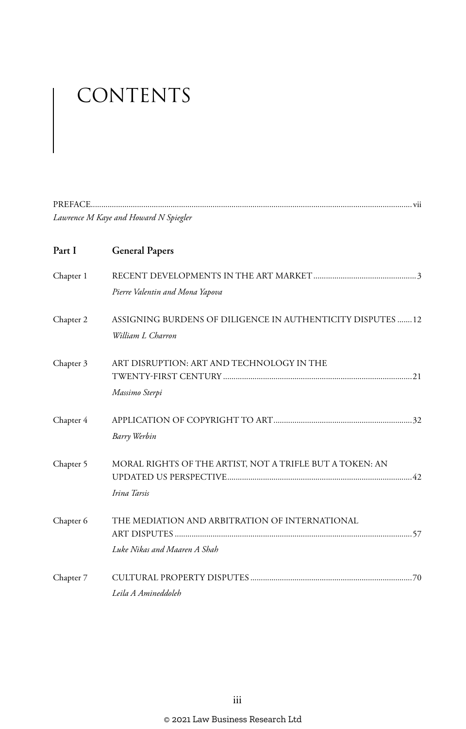# CONTENTS

PREFACE ........................................................................................................................ vii
*Lawrence M Kaye and Howard N Spiegler*

**Part I General Papers**

Chapter 1 RECENT DEVELOPMENTS IN THE ART MARKET ........................................ 3
*Pierre Valentin and Mona Yapova*

Chapter 2 ASSIGNING BURDENS OF DILIGENCE IN AUTHENTICITY DISPUTES ....... 12
*William L Charron*

Chapter 3 ART DISRUPTION: ART AND TECHNOLOGY IN THE TWENTY-FIRST CENTURY ........................................ 21
*Massimo Sterpi*

Chapter 4 APPLICATION OF COPYRIGHT TO ART ........................................ 32
*Barry Werbin*

Chapter 5 MORAL RIGHTS OF THE ARTIST, NOT A TRIFLE BUT A TOKEN: AN UPDATED US PERSPECTIVE ........................................ 42
*Irina Tarsis*

Chapter 6 THE MEDIATION AND ARBITRATION OF INTERNATIONAL ART DISPUTES ........................................ 57
*Luke Nikas and Maaren A Shah*

Chapter 7 CULTURAL PROPERTY DISPUTES ........................................ 70
*Leila A Amineddoleh*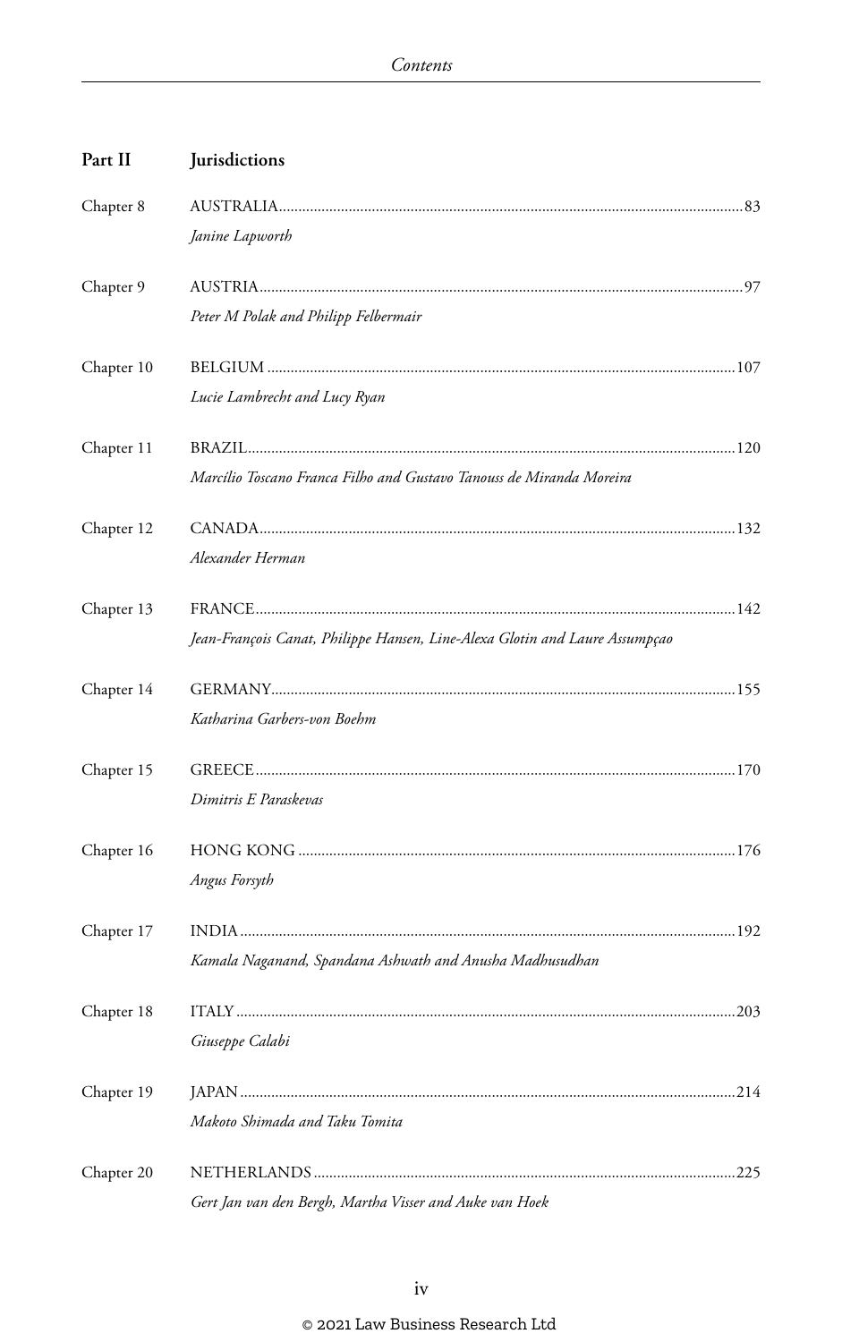## Part II Jurisdictions

Chapter 8 AUSTRALIA.......83
*Janine Lapworth*

Chapter 9 AUSTRIA.......97
*Peter M Polak and Philipp Felbermair*

Chapter 10 BELGIUM.......107
*Lucie Lambrecht and Lucy Ryan*

Chapter 11 BRAZIL.......120
*Marcílio Toscano Franca Filho and Gustavo Tanouss de Miranda Moreira*

Chapter 12 CANADA.......132
*Alexander Herman*

Chapter 13 FRANCE.......142
*Jean-François Canat, Philippe Hansen, Line-Alexa Glotin and Laure Assumpçao*

Chapter 14 GERMANY.......155
*Katharina Garbers-von Boehm*

Chapter 15 GREECE.......170
*Dimitris E Paraskevas*

Chapter 16 HONG KONG.......176
*Angus Forsyth*

Chapter 17 INDIA.......192
*Kamala Naganand, Spandana Ashwath and Anusha Madhusudhan*

Chapter 18 ITALY.......203
*Giuseppe Calabi*

Chapter 19 JAPAN.......214
*Makoto Shimada and Taku Tomita*

Chapter 20 NETHERLANDS.......225
*Gert Jan van den Bergh, Martha Visser and Auke van Hoek*

© 2021 Law Business Research Ltd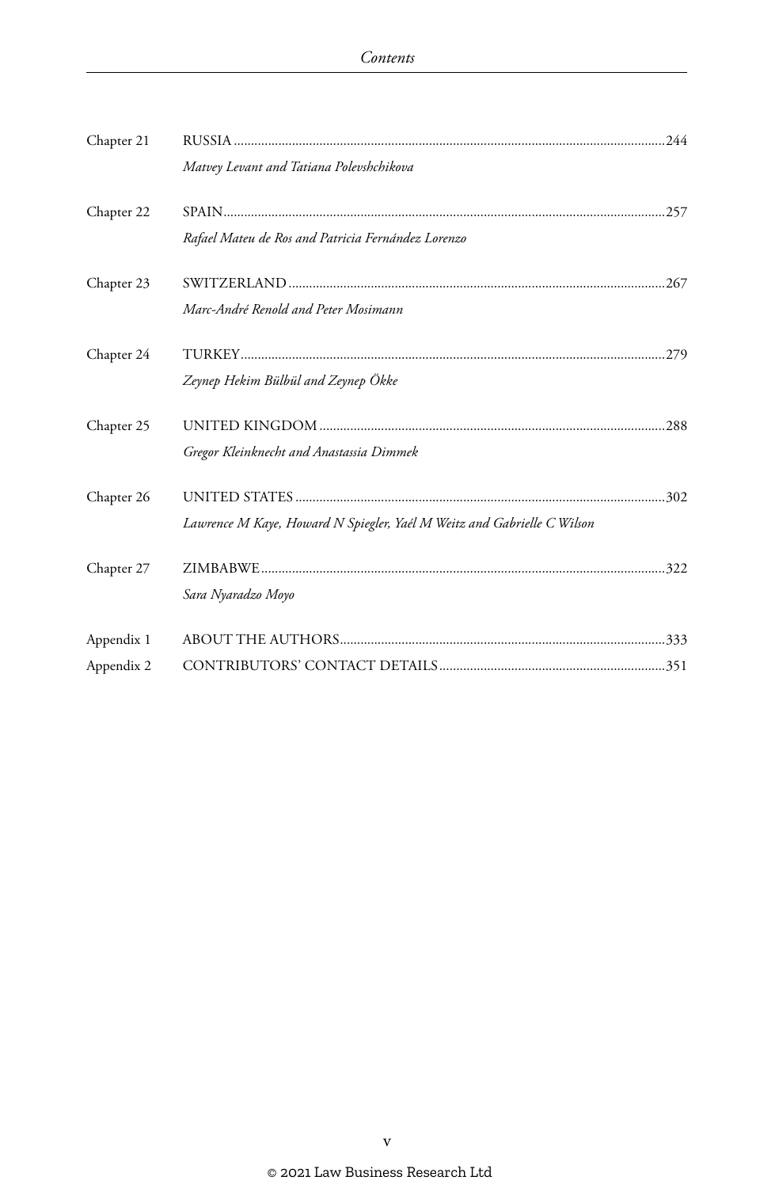| | | |
|---|---|---|
| Chapter 21 | RUSSIA<br>*Matvey Levant and Tatiana Polevshchikova* | 244 |
| Chapter 22 | SPAIN<br>*Rafael Mateu de Ros and Patricia Fernández Lorenzo* | 257 |
| Chapter 23 | SWITZERLAND<br>*Marc-André Renold and Peter Mosimann* | 267 |
| Chapter 24 | TURKEY<br>*Zeynep Hekim Bülbül and Zeynep Ökke* | 279 |
| Chapter 25 | UNITED KINGDOM<br>*Gregor Kleinknecht and Anastassia Dimmek* | 288 |
| Chapter 26 | UNITED STATES<br>*Lawrence M Kaye, Howard N Spiegler, Yaél M Weitz and Gabrielle C Wilson* | 302 |
| Chapter 27 | ZIMBABWE<br>*Sara Nyaradzo Moyo* | 322 |
| Appendix 1 | ABOUT THE AUTHORS | 333 |
| Appendix 2 | CONTRIBUTORS' CONTACT DETAILS | 351 |

© 2021 Law Business Research Ltd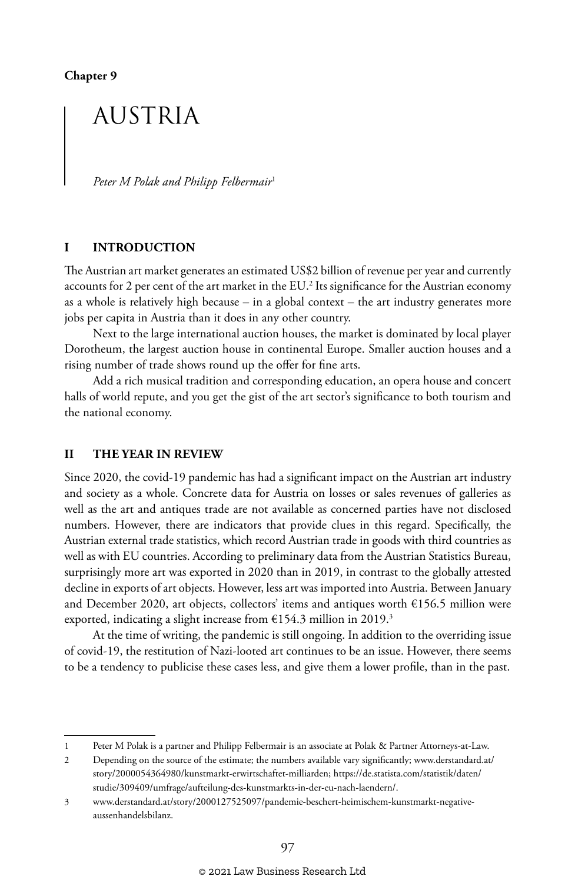Chapter 9

# AUSTRIA

*Peter M Polak and Philipp Felbermair*[1]

## I INTRODUCTION

The Austrian art market generates an estimated US$2 billion of revenue per year and currently accounts for 2 per cent of the art market in the EU.[2] Its significance for the Austrian economy as a whole is relatively high because – in a global context – the art industry generates more jobs per capita in Austria than it does in any other country.

Next to the large international auction houses, the market is dominated by local player Dorotheum, the largest auction house in continental Europe. Smaller auction houses and a rising number of trade shows round up the offer for fine arts.

Add a rich musical tradition and corresponding education, an opera house and concert halls of world repute, and you get the gist of the art sector's significance to both tourism and the national economy.

## II THE YEAR IN REVIEW

Since 2020, the covid-19 pandemic has had a significant impact on the Austrian art industry and society as a whole. Concrete data for Austria on losses or sales revenues of galleries as well as the art and antiques trade are not available as concerned parties have not disclosed numbers. However, there are indicators that provide clues in this regard. Specifically, the Austrian external trade statistics, which record Austrian trade in goods with third countries as well as with EU countries. According to preliminary data from the Austrian Statistics Bureau, surprisingly more art was exported in 2020 than in 2019, in contrast to the globally attested decline in exports of art objects. However, less art was imported into Austria. Between January and December 2020, art objects, collectors' items and antiques worth €156.5 million were exported, indicating a slight increase from €154.3 million in 2019.[3]

At the time of writing, the pandemic is still ongoing. In addition to the overriding issue of covid-19, the restitution of Nazi-looted art continues to be an issue. However, there seems to be a tendency to publicise these cases less, and give them a lower profile, than in the past.

---

1 Peter M Polak is a partner and Philipp Felbermair is an associate at Polak & Partner Attorneys-at-Law.

2 Depending on the source of the estimate; the numbers available vary significantly; www.derstandard.at/story/2000054364980/kunstmarkt-erwirtschaftet-milliarden; https://de.statista.com/statistik/daten/studie/309409/umfrage/aufteilung-des-kunstmarkts-in-der-eu-nach-laendern/.

3 www.derstandard.at/story/2000127525097/pandemie-beschert-heimischem-kunstmarkt-negative-aussenhandelsbilanz.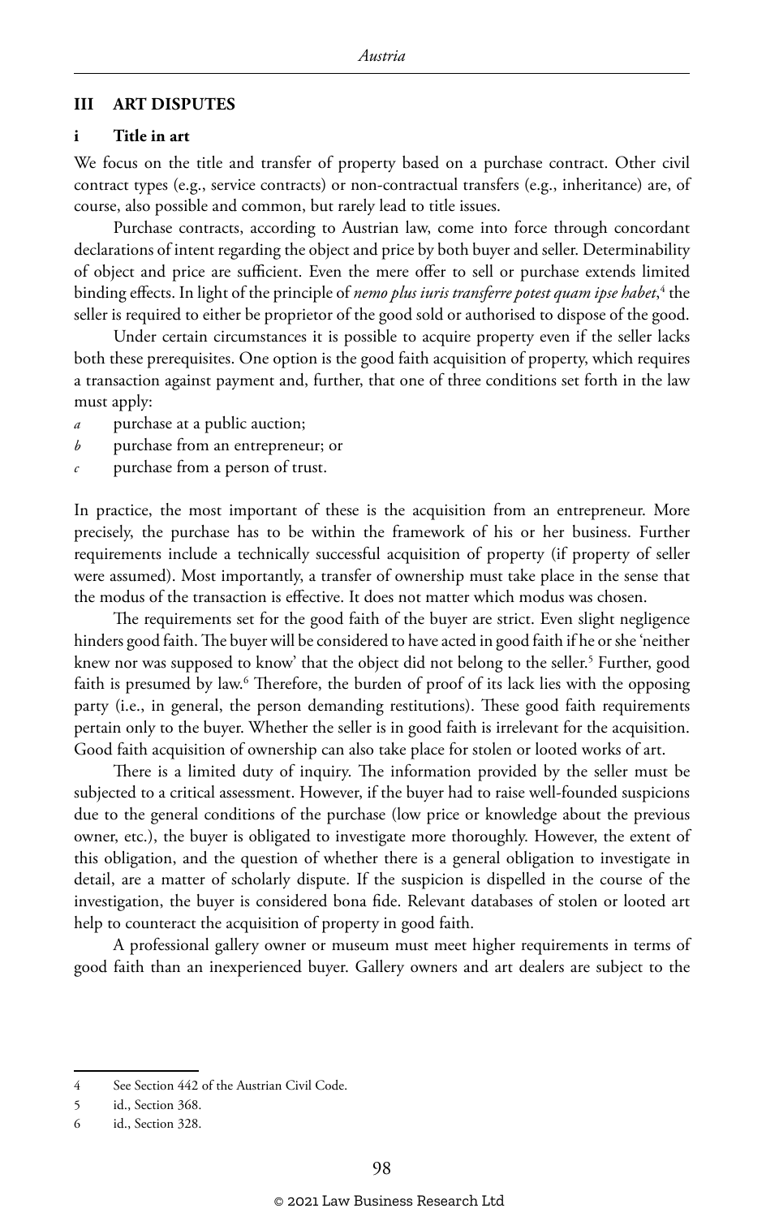## III ART DISPUTES

### i Title in art

We focus on the title and transfer of property based on a purchase contract. Other civil contract types (e.g., service contracts) or non-contractual transfers (e.g., inheritance) are, of course, also possible and common, but rarely lead to title issues.

Purchase contracts, according to Austrian law, come into force through concordant declarations of intent regarding the object and price by both buyer and seller. Determinability of object and price are sufficient. Even the mere offer to sell or purchase extends limited binding effects. In light of the principle of *nemo plus iuris transferre potest quam ipse habet*,[4] the seller is required to either be proprietor of the good sold or authorised to dispose of the good.

Under certain circumstances it is possible to acquire property even if the seller lacks both these prerequisites. One option is the good faith acquisition of property, which requires a transaction against payment and, further, that one of three conditions set forth in the law must apply:

*a* purchase at a public auction;

*b* purchase from an entrepreneur; or

*c* purchase from a person of trust.

In practice, the most important of these is the acquisition from an entrepreneur. More precisely, the purchase has to be within the framework of his or her business. Further requirements include a technically successful acquisition of property (if property of seller were assumed). Most importantly, a transfer of ownership must take place in the sense that the modus of the transaction is effective. It does not matter which modus was chosen.

The requirements set for the good faith of the buyer are strict. Even slight negligence hinders good faith. The buyer will be considered to have acted in good faith if he or she 'neither knew nor was supposed to know' that the object did not belong to the seller.[5] Further, good faith is presumed by law.[6] Therefore, the burden of proof of its lack lies with the opposing party (i.e., in general, the person demanding restitutions). These good faith requirements pertain only to the buyer. Whether the seller is in good faith is irrelevant for the acquisition. Good faith acquisition of ownership can also take place for stolen or looted works of art.

There is a limited duty of inquiry. The information provided by the seller must be subjected to a critical assessment. However, if the buyer had to raise well-founded suspicions due to the general conditions of the purchase (low price or knowledge about the previous owner, etc.), the buyer is obligated to investigate more thoroughly. However, the extent of this obligation, and the question of whether there is a general obligation to investigate in detail, are a matter of scholarly dispute. If the suspicion is dispelled in the course of the investigation, the buyer is considered bona fide. Relevant databases of stolen or looted art help to counteract the acquisition of property in good faith.

A professional gallery owner or museum must meet higher requirements in terms of good faith than an inexperienced buyer. Gallery owners and art dealers are subject to the

---

4 See Section 442 of the Austrian Civil Code.

5 id., Section 368.

6 id., Section 328.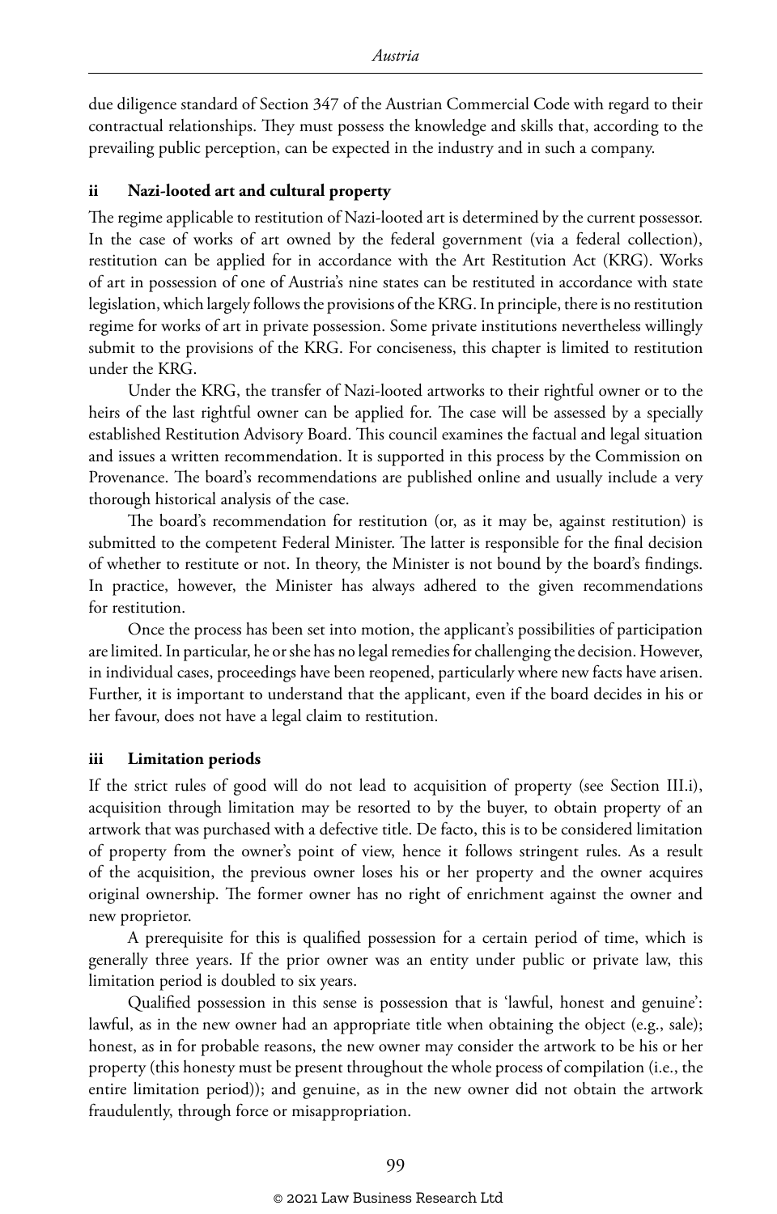due diligence standard of Section 347 of the Austrian Commercial Code with regard to their contractual relationships. They must possess the knowledge and skills that, according to the prevailing public perception, can be expected in the industry and in such a company.

### ii Nazi-looted art and cultural property

The regime applicable to restitution of Nazi-looted art is determined by the current possessor. In the case of works of art owned by the federal government (via a federal collection), restitution can be applied for in accordance with the Art Restitution Act (KRG). Works of art in possession of one of Austria's nine states can be restituted in accordance with state legislation, which largely follows the provisions of the KRG. In principle, there is no restitution regime for works of art in private possession. Some private institutions nevertheless willingly submit to the provisions of the KRG. For conciseness, this chapter is limited to restitution under the KRG.

Under the KRG, the transfer of Nazi-looted artworks to their rightful owner or to the heirs of the last rightful owner can be applied for. The case will be assessed by a specially established Restitution Advisory Board. This council examines the factual and legal situation and issues a written recommendation. It is supported in this process by the Commission on Provenance. The board's recommendations are published online and usually include a very thorough historical analysis of the case.

The board's recommendation for restitution (or, as it may be, against restitution) is submitted to the competent Federal Minister. The latter is responsible for the final decision of whether to restitute or not. In theory, the Minister is not bound by the board's findings. In practice, however, the Minister has always adhered to the given recommendations for restitution.

Once the process has been set into motion, the applicant's possibilities of participation are limited. In particular, he or she has no legal remedies for challenging the decision. However, in individual cases, proceedings have been reopened, particularly where new facts have arisen. Further, it is important to understand that the applicant, even if the board decides in his or her favour, does not have a legal claim to restitution.

### iii Limitation periods

If the strict rules of good will do not lead to acquisition of property (see Section III.i), acquisition through limitation may be resorted to by the buyer, to obtain property of an artwork that was purchased with a defective title. De facto, this is to be considered limitation of property from the owner's point of view, hence it follows stringent rules. As a result of the acquisition, the previous owner loses his or her property and the owner acquires original ownership. The former owner has no right of enrichment against the owner and new proprietor.

A prerequisite for this is qualified possession for a certain period of time, which is generally three years. If the prior owner was an entity under public or private law, this limitation period is doubled to six years.

Qualified possession in this sense is possession that is 'lawful, honest and genuine': lawful, as in the new owner had an appropriate title when obtaining the object (e.g., sale); honest, as in for probable reasons, the new owner may consider the artwork to be his or her property (this honesty must be present throughout the whole process of compilation (i.e., the entire limitation period)); and genuine, as in the new owner did not obtain the artwork fraudulently, through force or misappropriation.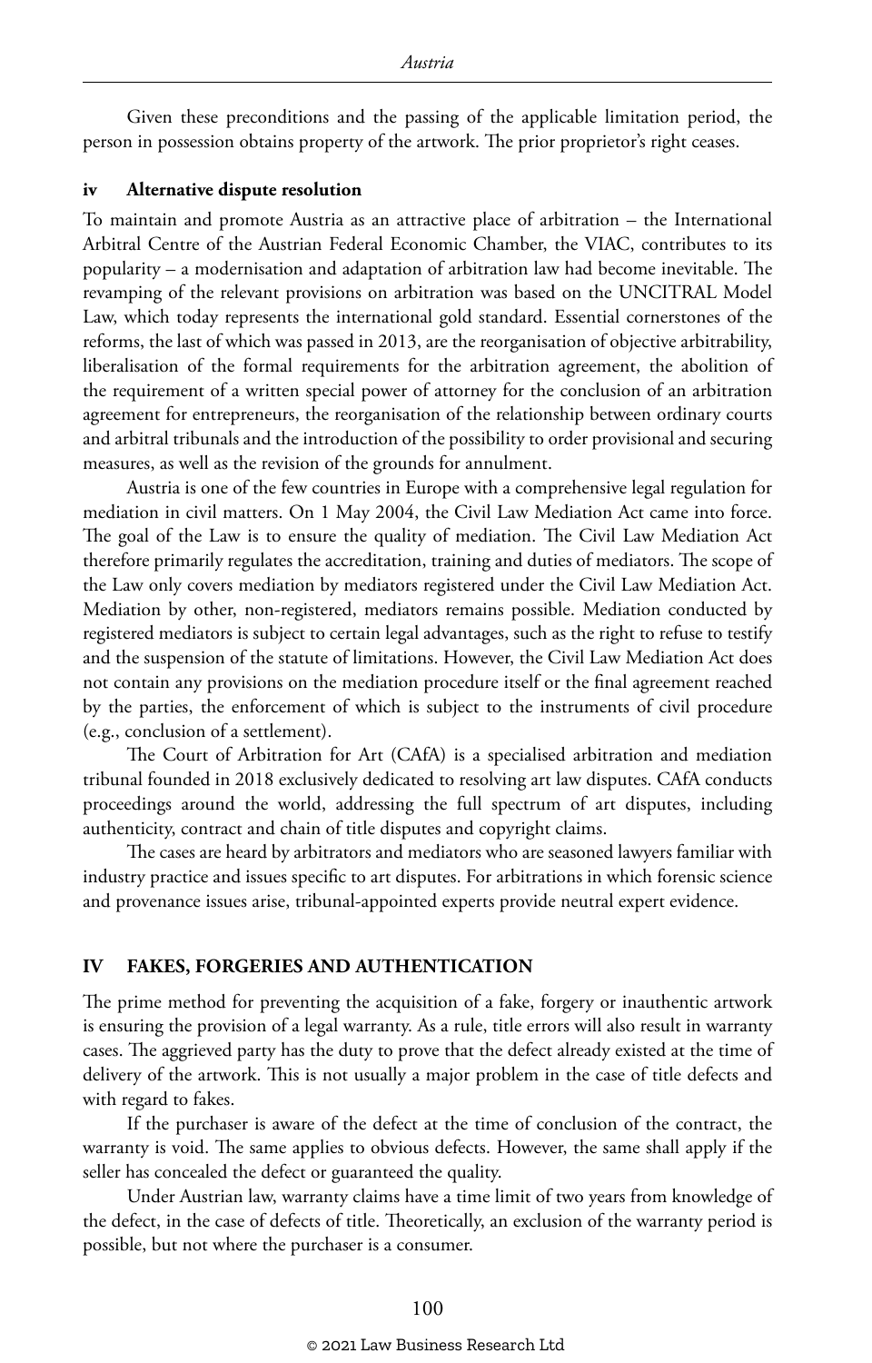Given these preconditions and the passing of the applicable limitation period, the person in possession obtains property of the artwork. The prior proprietor's right ceases.

### iv Alternative dispute resolution

To maintain and promote Austria as an attractive place of arbitration – the International Arbitral Centre of the Austrian Federal Economic Chamber, the VIAC, contributes to its popularity – a modernisation and adaptation of arbitration law had become inevitable. The revamping of the relevant provisions on arbitration was based on the UNCITRAL Model Law, which today represents the international gold standard. Essential cornerstones of the reforms, the last of which was passed in 2013, are the reorganisation of objective arbitrability, liberalisation of the formal requirements for the arbitration agreement, the abolition of the requirement of a written special power of attorney for the conclusion of an arbitration agreement for entrepreneurs, the reorganisation of the relationship between ordinary courts and arbitral tribunals and the introduction of the possibility to order provisional and securing measures, as well as the revision of the grounds for annulment.

Austria is one of the few countries in Europe with a comprehensive legal regulation for mediation in civil matters. On 1 May 2004, the Civil Law Mediation Act came into force. The goal of the Law is to ensure the quality of mediation. The Civil Law Mediation Act therefore primarily regulates the accreditation, training and duties of mediators. The scope of the Law only covers mediation by mediators registered under the Civil Law Mediation Act. Mediation by other, non-registered, mediators remains possible. Mediation conducted by registered mediators is subject to certain legal advantages, such as the right to refuse to testify and the suspension of the statute of limitations. However, the Civil Law Mediation Act does not contain any provisions on the mediation procedure itself or the final agreement reached by the parties, the enforcement of which is subject to the instruments of civil procedure (e.g., conclusion of a settlement).

The Court of Arbitration for Art (CAfA) is a specialised arbitration and mediation tribunal founded in 2018 exclusively dedicated to resolving art law disputes. CAfA conducts proceedings around the world, addressing the full spectrum of art disputes, including authenticity, contract and chain of title disputes and copyright claims.

The cases are heard by arbitrators and mediators who are seasoned lawyers familiar with industry practice and issues specific to art disputes. For arbitrations in which forensic science and provenance issues arise, tribunal-appointed experts provide neutral expert evidence.

## IV FAKES, FORGERIES AND AUTHENTICATION

The prime method for preventing the acquisition of a fake, forgery or inauthentic artwork is ensuring the provision of a legal warranty. As a rule, title errors will also result in warranty cases. The aggrieved party has the duty to prove that the defect already existed at the time of delivery of the artwork. This is not usually a major problem in the case of title defects and with regard to fakes.

If the purchaser is aware of the defect at the time of conclusion of the contract, the warranty is void. The same applies to obvious defects. However, the same shall apply if the seller has concealed the defect or guaranteed the quality.

Under Austrian law, warranty claims have a time limit of two years from knowledge of the defect, in the case of defects of title. Theoretically, an exclusion of the warranty period is possible, but not where the purchaser is a consumer.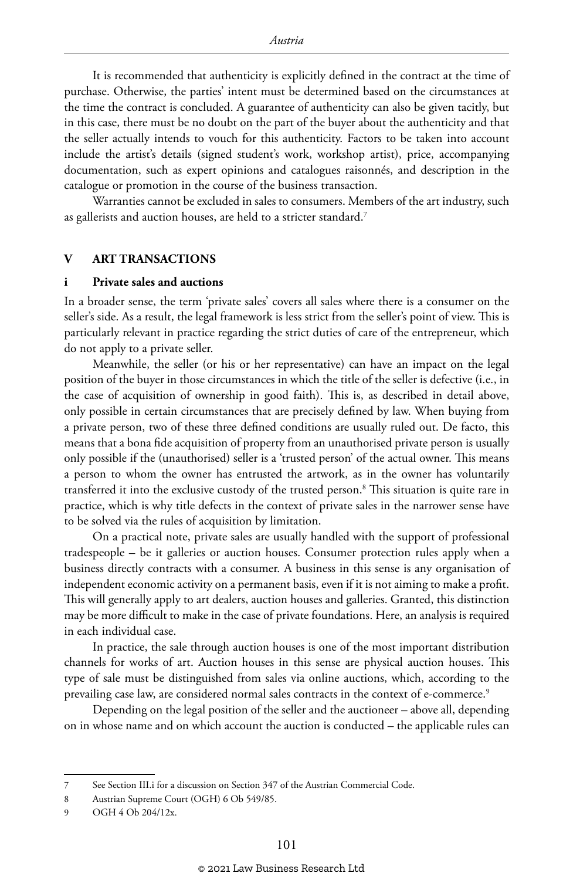It is recommended that authenticity is explicitly defined in the contract at the time of purchase. Otherwise, the parties' intent must be determined based on the circumstances at the time the contract is concluded. A guarantee of authenticity can also be given tacitly, but in this case, there must be no doubt on the part of the buyer about the authenticity and that the seller actually intends to vouch for this authenticity. Factors to be taken into account include the artist's details (signed student's work, workshop artist), price, accompanying documentation, such as expert opinions and catalogues raisonnés, and description in the catalogue or promotion in the course of the business transaction.

Warranties cannot be excluded in sales to consumers. Members of the art industry, such as gallerists and auction houses, are held to a stricter standard.[7]

## V ART TRANSACTIONS

### i Private sales and auctions

In a broader sense, the term 'private sales' covers all sales where there is a consumer on the seller's side. As a result, the legal framework is less strict from the seller's point of view. This is particularly relevant in practice regarding the strict duties of care of the entrepreneur, which do not apply to a private seller.

Meanwhile, the seller (or his or her representative) can have an impact on the legal position of the buyer in those circumstances in which the title of the seller is defective (i.e., in the case of acquisition of ownership in good faith). This is, as described in detail above, only possible in certain circumstances that are precisely defined by law. When buying from a private person, two of these three defined conditions are usually ruled out. De facto, this means that a bona fide acquisition of property from an unauthorised private person is usually only possible if the (unauthorised) seller is a 'trusted person' of the actual owner. This means a person to whom the owner has entrusted the artwork, as in the owner has voluntarily transferred it into the exclusive custody of the trusted person.[8] This situation is quite rare in practice, which is why title defects in the context of private sales in the narrower sense have to be solved via the rules of acquisition by limitation.

On a practical note, private sales are usually handled with the support of professional tradespeople – be it galleries or auction houses. Consumer protection rules apply when a business directly contracts with a consumer. A business in this sense is any organisation of independent economic activity on a permanent basis, even if it is not aiming to make a profit. This will generally apply to art dealers, auction houses and galleries. Granted, this distinction may be more difficult to make in the case of private foundations. Here, an analysis is required in each individual case.

In practice, the sale through auction houses is one of the most important distribution channels for works of art. Auction houses in this sense are physical auction houses. This type of sale must be distinguished from sales via online auctions, which, according to the prevailing case law, are considered normal sales contracts in the context of e-commerce.[9]

Depending on the legal position of the seller and the auctioneer – above all, depending on in whose name and on which account the auction is conducted – the applicable rules can

---

7 See Section III.i for a discussion on Section 347 of the Austrian Commercial Code.

8 Austrian Supreme Court (OGH) 6 Ob 549/85.

9 OGH 4 Ob 204/12x.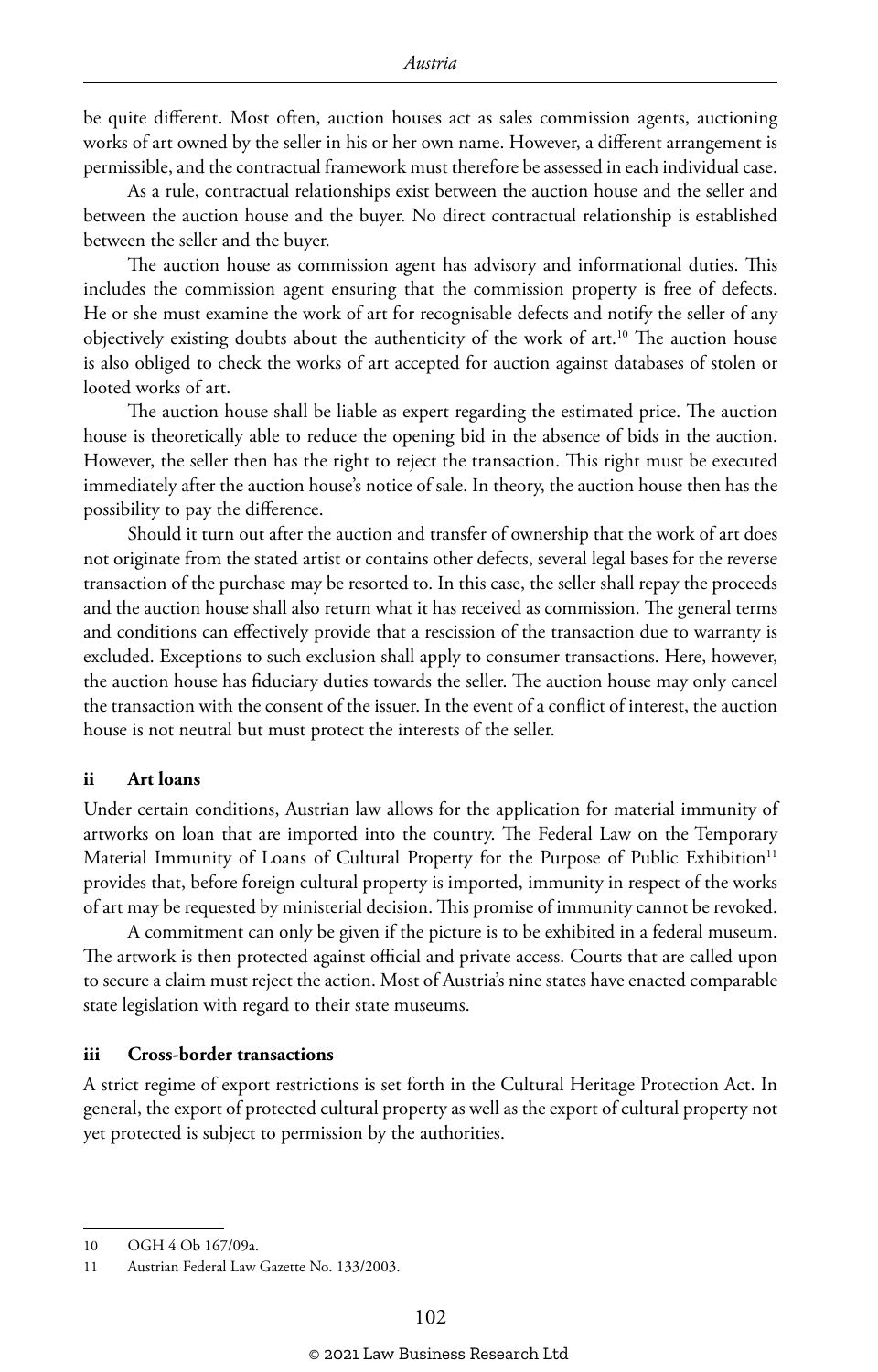be quite different. Most often, auction houses act as sales commission agents, auctioning works of art owned by the seller in his or her own name. However, a different arrangement is permissible, and the contractual framework must therefore be assessed in each individual case.

As a rule, contractual relationships exist between the auction house and the seller and between the auction house and the buyer. No direct contractual relationship is established between the seller and the buyer.

The auction house as commission agent has advisory and informational duties. This includes the commission agent ensuring that the commission property is free of defects. He or she must examine the work of art for recognisable defects and notify the seller of any objectively existing doubts about the authenticity of the work of art.[10] The auction house is also obliged to check the works of art accepted for auction against databases of stolen or looted works of art.

The auction house shall be liable as expert regarding the estimated price. The auction house is theoretically able to reduce the opening bid in the absence of bids in the auction. However, the seller then has the right to reject the transaction. This right must be executed immediately after the auction house's notice of sale. In theory, the auction house then has the possibility to pay the difference.

Should it turn out after the auction and transfer of ownership that the work of art does not originate from the stated artist or contains other defects, several legal bases for the reverse transaction of the purchase may be resorted to. In this case, the seller shall repay the proceeds and the auction house shall also return what it has received as commission. The general terms and conditions can effectively provide that a rescission of the transaction due to warranty is excluded. Exceptions to such exclusion shall apply to consumer transactions. Here, however, the auction house has fiduciary duties towards the seller. The auction house may only cancel the transaction with the consent of the issuer. In the event of a conflict of interest, the auction house is not neutral but must protect the interests of the seller.

### ii Art loans

Under certain conditions, Austrian law allows for the application for material immunity of artworks on loan that are imported into the country. The Federal Law on the Temporary Material Immunity of Loans of Cultural Property for the Purpose of Public Exhibition[11] provides that, before foreign cultural property is imported, immunity in respect of the works of art may be requested by ministerial decision. This promise of immunity cannot be revoked.

A commitment can only be given if the picture is to be exhibited in a federal museum. The artwork is then protected against official and private access. Courts that are called upon to secure a claim must reject the action. Most of Austria's nine states have enacted comparable state legislation with regard to their state museums.

### iii Cross-border transactions

A strict regime of export restrictions is set forth in the Cultural Heritage Protection Act. In general, the export of protected cultural property as well as the export of cultural property not yet protected is subject to permission by the authorities.

---

10 OGH 4 Ob 167/09a.

11 Austrian Federal Law Gazette No. 133/2003.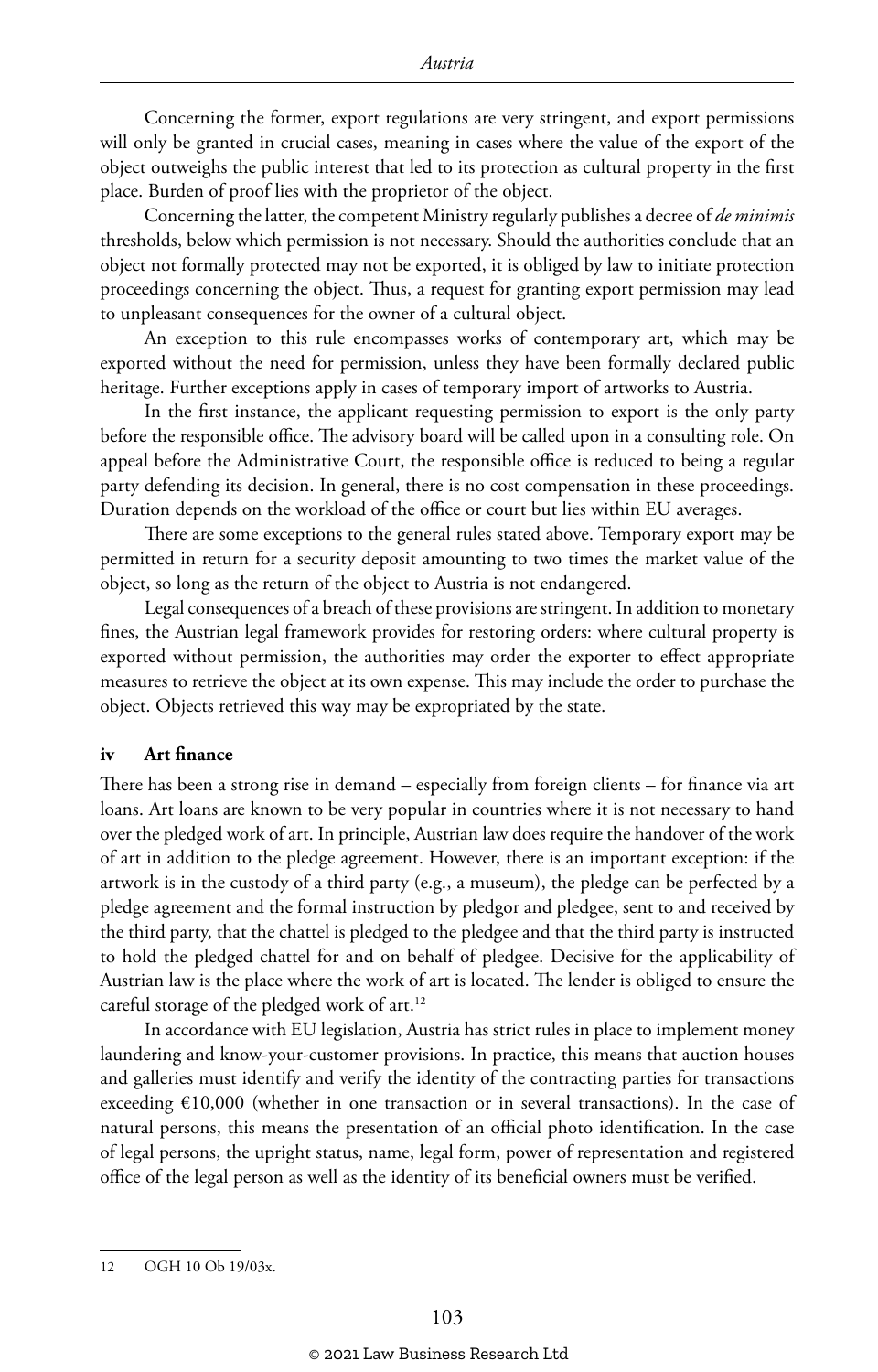Concerning the former, export regulations are very stringent, and export permissions will only be granted in crucial cases, meaning in cases where the value of the export of the object outweighs the public interest that led to its protection as cultural property in the first place. Burden of proof lies with the proprietor of the object.

Concerning the latter, the competent Ministry regularly publishes a decree of *de minimis* thresholds, below which permission is not necessary. Should the authorities conclude that an object not formally protected may not be exported, it is obliged by law to initiate protection proceedings concerning the object. Thus, a request for granting export permission may lead to unpleasant consequences for the owner of a cultural object.

An exception to this rule encompasses works of contemporary art, which may be exported without the need for permission, unless they have been formally declared public heritage. Further exceptions apply in cases of temporary import of artworks to Austria.

In the first instance, the applicant requesting permission to export is the only party before the responsible office. The advisory board will be called upon in a consulting role. On appeal before the Administrative Court, the responsible office is reduced to being a regular party defending its decision. In general, there is no cost compensation in these proceedings. Duration depends on the workload of the office or court but lies within EU averages.

There are some exceptions to the general rules stated above. Temporary export may be permitted in return for a security deposit amounting to two times the market value of the object, so long as the return of the object to Austria is not endangered.

Legal consequences of a breach of these provisions are stringent. In addition to monetary fines, the Austrian legal framework provides for restoring orders: where cultural property is exported without permission, the authorities may order the exporter to effect appropriate measures to retrieve the object at its own expense. This may include the order to purchase the object. Objects retrieved this way may be expropriated by the state.

### iv Art finance

There has been a strong rise in demand – especially from foreign clients – for finance via art loans. Art loans are known to be very popular in countries where it is not necessary to hand over the pledged work of art. In principle, Austrian law does require the handover of the work of art in addition to the pledge agreement. However, there is an important exception: if the artwork is in the custody of a third party (e.g., a museum), the pledge can be perfected by a pledge agreement and the formal instruction by pledgor and pledgee, sent to and received by the third party, that the chattel is pledged to the pledgee and that the third party is instructed to hold the pledged chattel for and on behalf of pledgee. Decisive for the applicability of Austrian law is the place where the work of art is located. The lender is obliged to ensure the careful storage of the pledged work of art.[12]

In accordance with EU legislation, Austria has strict rules in place to implement money laundering and know-your-customer provisions. In practice, this means that auction houses and galleries must identify and verify the identity of the contracting parties for transactions exceeding €10,000 (whether in one transaction or in several transactions). In the case of natural persons, this means the presentation of an official photo identification. In the case of legal persons, the upright status, name, legal form, power of representation and registered office of the legal person as well as the identity of its beneficial owners must be verified.

---

12 OGH 10 Ob 19/03x.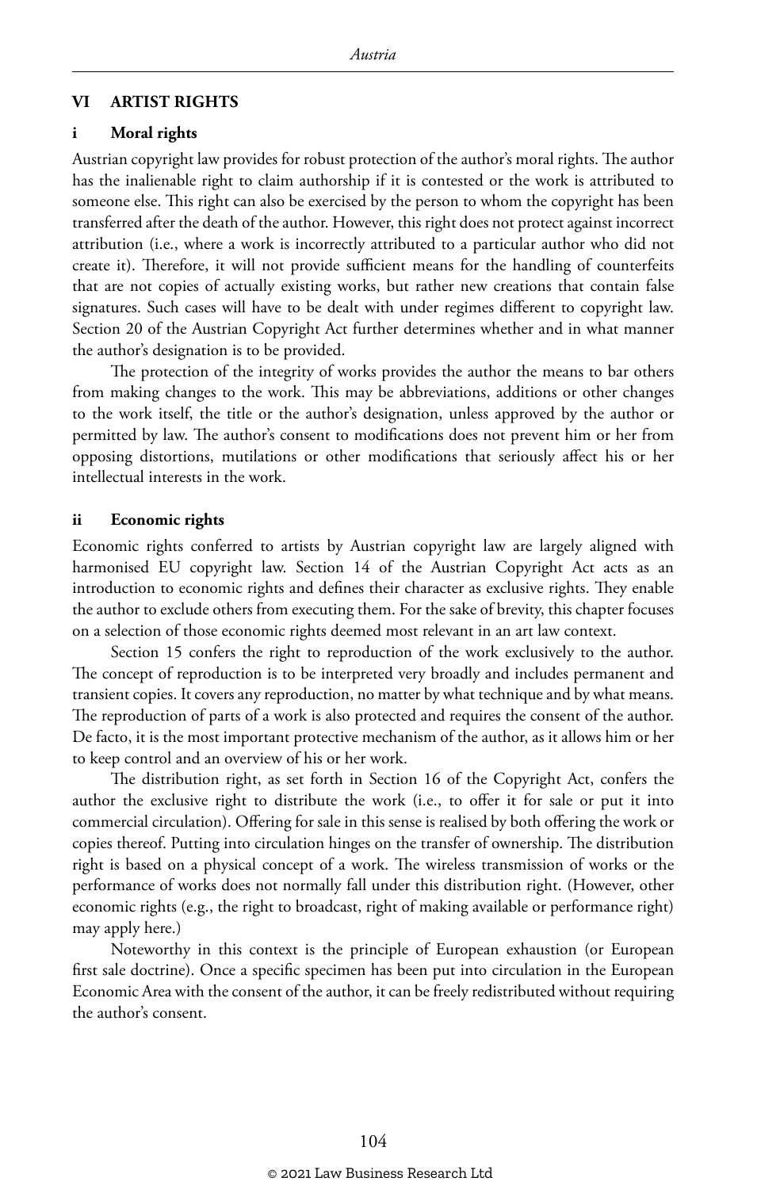## VI ARTIST RIGHTS

### i Moral rights

Austrian copyright law provides for robust protection of the author's moral rights. The author has the inalienable right to claim authorship if it is contested or the work is attributed to someone else. This right can also be exercised by the person to whom the copyright has been transferred after the death of the author. However, this right does not protect against incorrect attribution (i.e., where a work is incorrectly attributed to a particular author who did not create it). Therefore, it will not provide sufficient means for the handling of counterfeits that are not copies of actually existing works, but rather new creations that contain false signatures. Such cases will have to be dealt with under regimes different to copyright law. Section 20 of the Austrian Copyright Act further determines whether and in what manner the author's designation is to be provided.

The protection of the integrity of works provides the author the means to bar others from making changes to the work. This may be abbreviations, additions or other changes to the work itself, the title or the author's designation, unless approved by the author or permitted by law. The author's consent to modifications does not prevent him or her from opposing distortions, mutilations or other modifications that seriously affect his or her intellectual interests in the work.

### ii Economic rights

Economic rights conferred to artists by Austrian copyright law are largely aligned with harmonised EU copyright law. Section 14 of the Austrian Copyright Act acts as an introduction to economic rights and defines their character as exclusive rights. They enable the author to exclude others from executing them. For the sake of brevity, this chapter focuses on a selection of those economic rights deemed most relevant in an art law context.

Section 15 confers the right to reproduction of the work exclusively to the author. The concept of reproduction is to be interpreted very broadly and includes permanent and transient copies. It covers any reproduction, no matter by what technique and by what means. The reproduction of parts of a work is also protected and requires the consent of the author. De facto, it is the most important protective mechanism of the author, as it allows him or her to keep control and an overview of his or her work.

The distribution right, as set forth in Section 16 of the Copyright Act, confers the author the exclusive right to distribute the work (i.e., to offer it for sale or put it into commercial circulation). Offering for sale in this sense is realised by both offering the work or copies thereof. Putting into circulation hinges on the transfer of ownership. The distribution right is based on a physical concept of a work. The wireless transmission of works or the performance of works does not normally fall under this distribution right. (However, other economic rights (e.g., the right to broadcast, right of making available or performance right) may apply here.)

Noteworthy in this context is the principle of European exhaustion (or European first sale doctrine). Once a specific specimen has been put into circulation in the European Economic Area with the consent of the author, it can be freely redistributed without requiring the author's consent.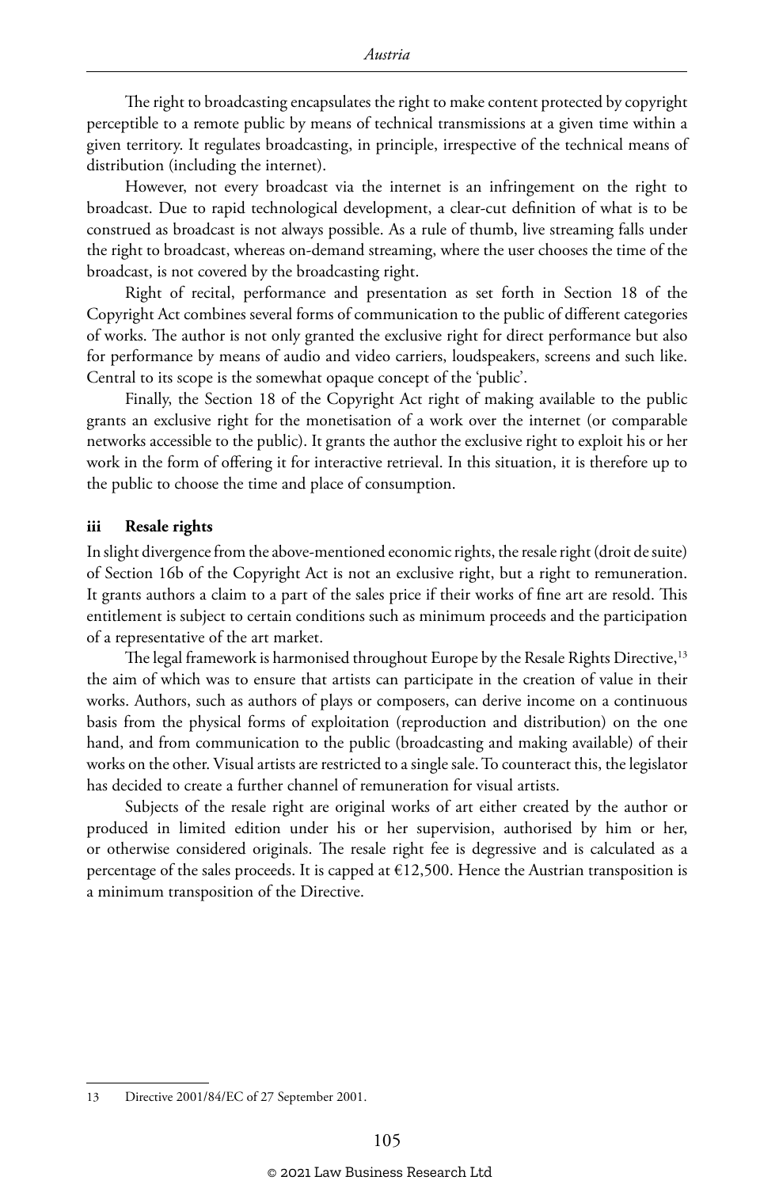The right to broadcasting encapsulates the right to make content protected by copyright perceptible to a remote public by means of technical transmissions at a given time within a given territory. It regulates broadcasting, in principle, irrespective of the technical means of distribution (including the internet).

However, not every broadcast via the internet is an infringement on the right to broadcast. Due to rapid technological development, a clear-cut definition of what is to be construed as broadcast is not always possible. As a rule of thumb, live streaming falls under the right to broadcast, whereas on-demand streaming, where the user chooses the time of the broadcast, is not covered by the broadcasting right.

Right of recital, performance and presentation as set forth in Section 18 of the Copyright Act combines several forms of communication to the public of different categories of works. The author is not only granted the exclusive right for direct performance but also for performance by means of audio and video carriers, loudspeakers, screens and such like. Central to its scope is the somewhat opaque concept of the 'public'.

Finally, the Section 18 of the Copyright Act right of making available to the public grants an exclusive right for the monetisation of a work over the internet (or comparable networks accessible to the public). It grants the author the exclusive right to exploit his or her work in the form of offering it for interactive retrieval. In this situation, it is therefore up to the public to choose the time and place of consumption.

### iii Resale rights

In slight divergence from the above-mentioned economic rights, the resale right (droit de suite) of Section 16b of the Copyright Act is not an exclusive right, but a right to remuneration. It grants authors a claim to a part of the sales price if their works of fine art are resold. This entitlement is subject to certain conditions such as minimum proceeds and the participation of a representative of the art market.

The legal framework is harmonised throughout Europe by the Resale Rights Directive,[13] the aim of which was to ensure that artists can participate in the creation of value in their works. Authors, such as authors of plays or composers, can derive income on a continuous basis from the physical forms of exploitation (reproduction and distribution) on the one hand, and from communication to the public (broadcasting and making available) of their works on the other. Visual artists are restricted to a single sale. To counteract this, the legislator has decided to create a further channel of remuneration for visual artists.

Subjects of the resale right are original works of art either created by the author or produced in limited edition under his or her supervision, authorised by him or her, or otherwise considered originals. The resale right fee is degressive and is calculated as a percentage of the sales proceeds. It is capped at €12,500. Hence the Austrian transposition is a minimum transposition of the Directive.

---

13 Directive 2001/84/EC of 27 September 2001.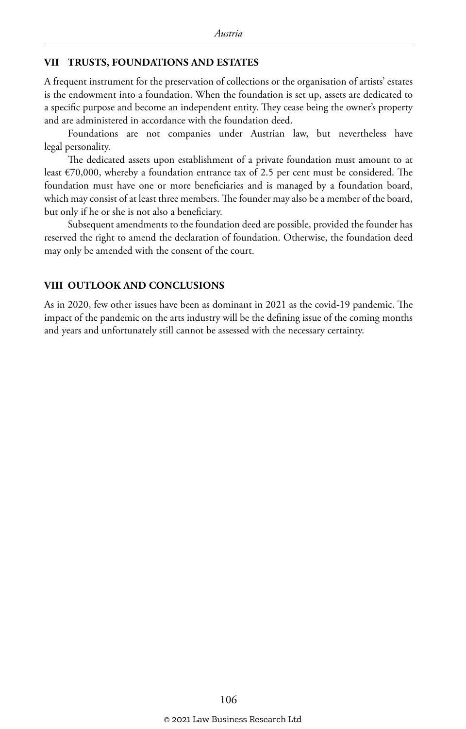## VII TRUSTS, FOUNDATIONS AND ESTATES

A frequent instrument for the preservation of collections or the organisation of artists' estates is the endowment into a foundation. When the foundation is set up, assets are dedicated to a specific purpose and become an independent entity. They cease being the owner's property and are administered in accordance with the foundation deed.

Foundations are not companies under Austrian law, but nevertheless have legal personality.

The dedicated assets upon establishment of a private foundation must amount to at least €70,000, whereby a foundation entrance tax of 2.5 per cent must be considered. The foundation must have one or more beneficiaries and is managed by a foundation board, which may consist of at least three members. The founder may also be a member of the board, but only if he or she is not also a beneficiary.

Subsequent amendments to the foundation deed are possible, provided the founder has reserved the right to amend the declaration of foundation. Otherwise, the foundation deed may only be amended with the consent of the court.

## VIII OUTLOOK AND CONCLUSIONS

As in 2020, few other issues have been as dominant in 2021 as the covid-19 pandemic. The impact of the pandemic on the arts industry will be the defining issue of the coming months and years and unfortunately still cannot be assessed with the necessary certainty.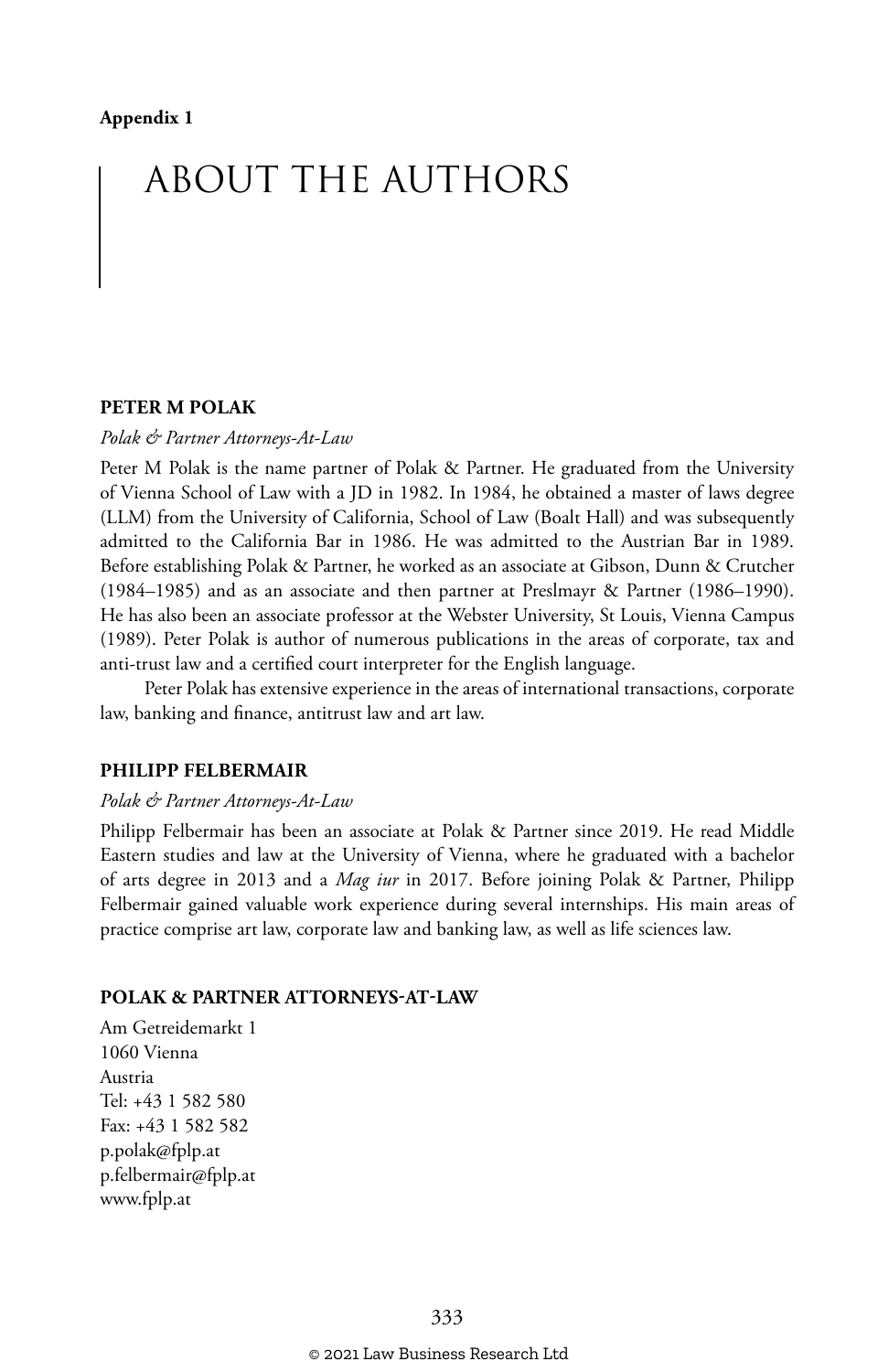**Appendix 1**

# ABOUT THE AUTHORS

## PETER M POLAK

*Polak & Partner Attorneys-At-Law*

Peter M Polak is the name partner of Polak & Partner. He graduated from the University of Vienna School of Law with a JD in 1982. In 1984, he obtained a master of laws degree (LLM) from the University of California, School of Law (Boalt Hall) and was subsequently admitted to the California Bar in 1986. He was admitted to the Austrian Bar in 1989. Before establishing Polak & Partner, he worked as an associate at Gibson, Dunn & Crutcher (1984–1985) and as an associate and then partner at Preslmayr & Partner (1986–1990). He has also been an associate professor at the Webster University, St Louis, Vienna Campus (1989). Peter Polak is author of numerous publications in the areas of corporate, tax and anti-trust law and a certified court interpreter for the English language.

Peter Polak has extensive experience in the areas of international transactions, corporate law, banking and finance, antitrust law and art law.

## PHILIPP FELBERMAIR

*Polak & Partner Attorneys-At-Law*

Philipp Felbermair has been an associate at Polak & Partner since 2019. He read Middle Eastern studies and law at the University of Vienna, where he graduated with a bachelor of arts degree in 2013 and a *Mag iur* in 2017. Before joining Polak & Partner, Philipp Felbermair gained valuable work experience during several internships. His main areas of practice comprise art law, corporate law and banking law, as well as life sciences law.

## POLAK & PARTNER ATTORNEYS-AT-LAW

Am Getreidemarkt 1
1060 Vienna
Austria
Tel: +43 1 582 580
Fax: +43 1 582 582
p.polak@fplp.at
p.felbermair@fplp.at
www.fplp.at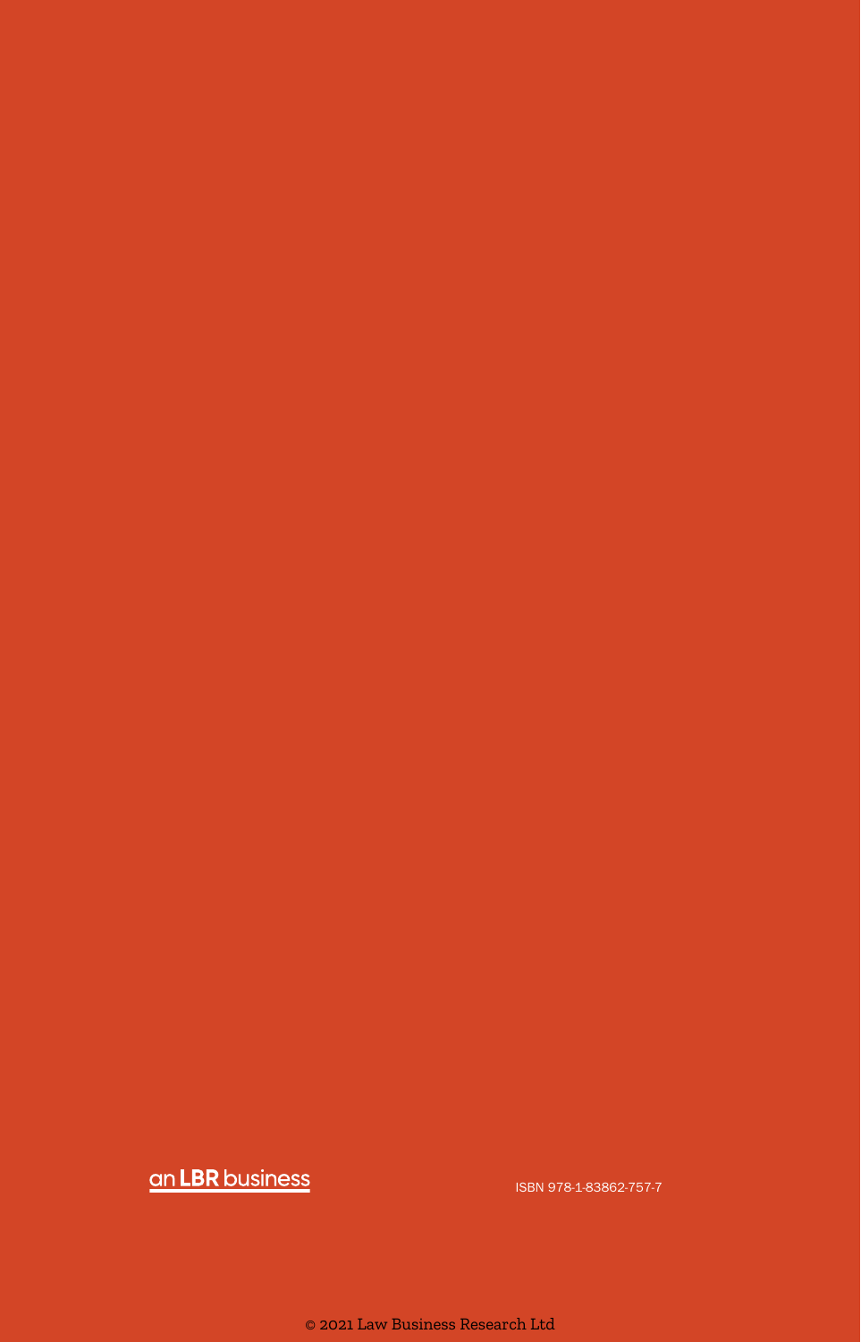an LBR business

ISBN 978-1-83862-757-7

© 2021 Law Business Research Ltd